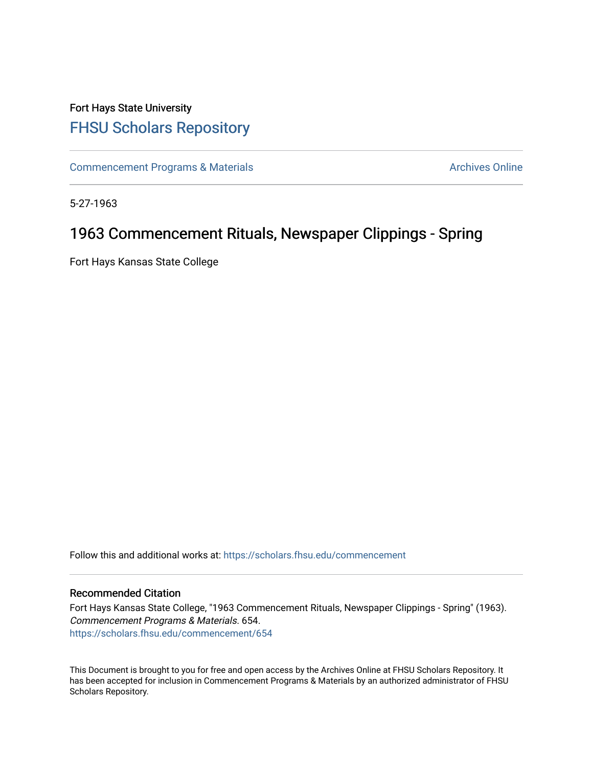Fort Hays State University

# FHSU Scholars Repository

Commencement Programs & Materials

Archives Online

5-27-1963

## 1963 Commencement Rituals, Newspaper Clippings - Spring

Fort Hays Kansas State College

Follow this and additional works at: https://scholars.fhsu.edu/commencement

### Recommended Citation

Fort Hays Kansas State College, "1963 Commencement Rituals, Newspaper Clippings - Spring" (1963). *Commencement Programs & Materials*. 654.
https://scholars.fhsu.edu/commencement/654

This Document is brought to you for free and open access by the Archives Online at FHSU Scholars Repository. It has been accepted for inclusion in Commencement Programs & Materials by an authorized administrator of FHSU Scholars Repository.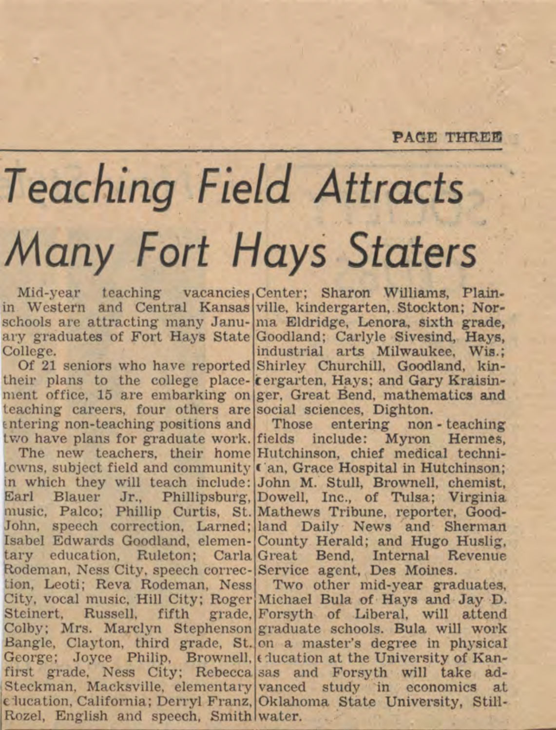# Teaching Field Attracts Many Fort Hays Staters

Mid-year teaching vacancies in Western and Central Kansas schools are attracting many January graduates of Fort Hays State College.

Of 21 seniors who have reported their plans to the college placement office, 15 are embarking on teaching careers, four others are entering non-teaching positions and two have plans for graduate work.

The new teachers, their home towns, subject field and community in which they will teach include: Earl Blauer Jr., Phillipsburg, music, Palco; Phillip Curtis, St. John, speech correction, Larned; Isabel Edwards Goodland, elementary education, Ruleton; Carla Rodeman, Ness City, speech correction, Leoti; Reva Rodeman, Ness City, vocal music, Hill City; Roger Steinert, Russell, fifth grade, Colby; Mrs. Marclyn Stephenson Bangle, Clayton, third grade, St. George; Joyce Philip, Brownell, first grade, Ness City; Rebecca Steckman, Macksville, elementary education, California; Derryl Franz, Rozel, English and speech, Smith Center; Sharon Williams, Plainville, kindergarten, Stockton; Norma Eldridge, Lenora, sixth grade, Goodland; Carlyle Sivesind, Hays, industrial arts Milwaukee, Wis.; Shirley Churchill, Goodland, kindergarten, Hays; and Gary Kraisinger, Great Bend, mathematics and social sciences, Dighton.

Those entering non-teaching fields include: Myron Hermes, Hutchinson, chief medical technician, Grace Hospital in Hutchinson; John M. Stull, Brownell, chemist, Dowell, Inc., of Tulsa; Virginia Mathews Tribune, reporter, Goodland Daily News and Sherman County Herald; and Hugo Huslig, Great Bend, Internal Revenue Service agent, Des Moines.

Two other mid-year graduates, Michael Bula of Hays and Jay D. Forsyth of Liberal, will attend graduate schools. Bula will work on a master's degree in physical education at the University of Kansas and Forsyth will take advanced study in economics at Oklahoma State University, Stillwater.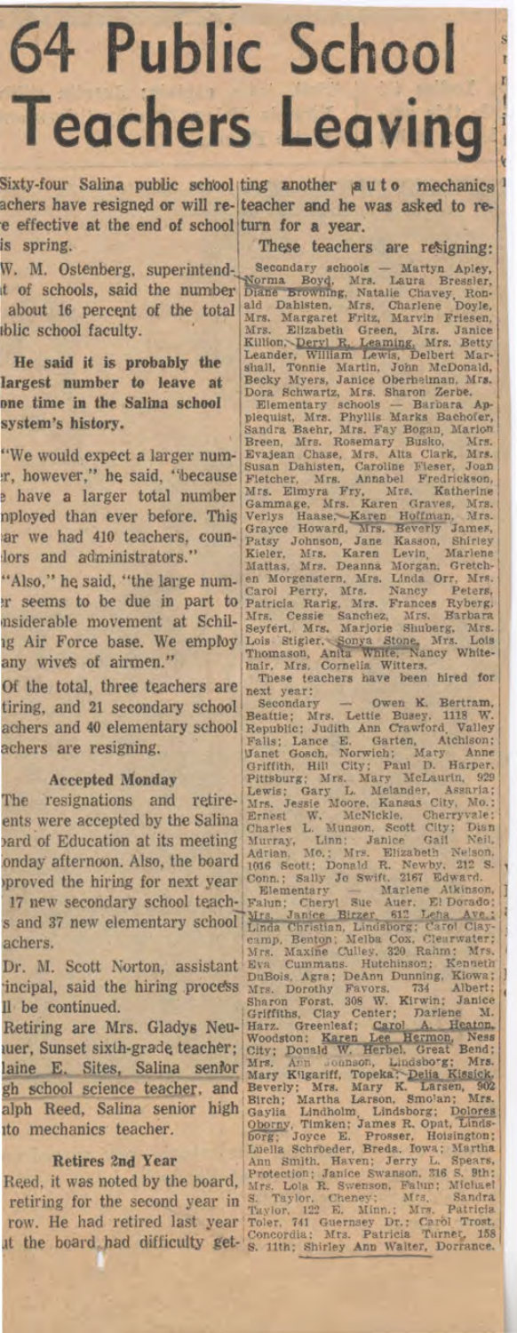# 64 Public School Teachers Leaving

Sixty-four Salina public school teachers have resigned or will retire effective at the end of school this spring.

W. M. Ostenberg, superintendent of schools, said the number is about 16 percent of the total public school faculty.

**He said it is probably the largest number to leave at one time in the Salina school system's history.**

"We would expect a larger number, however," he said, "because we have a larger total number employed than ever before. This year we had 410 teachers, counselors and administrators."

"Also," he said, "the large number seems to be due in part to considerable movement at Schilling Air Force base. We employ many wives of airmen."

Of the total, three teachers are retiring, and 21 secondary school teachers and 40 elementary school teachers are resigning.

### Accepted Monday

The resignations and retirements were accepted by the Salina Board of Education at its meeting Monday afternoon. Also, the board approved the hiring for next year of 17 new secondary school teachers and 37 new elementary school teachers.

Dr. M. Scott Norton, assistant principal, said the hiring process will be continued.

Retiring are Mrs. Gladys Neuer, Sunset sixth-grade teacher; Elaine E. Sites, Salina senior high school science teacher, and Ralph Reed, Salina senior high auto mechanics teacher.

### Retires 2nd Year

Reed, it was noted by the board, is retiring for the second year in a row. He had retired last year but the board had difficulty getting another auto mechanics teacher and he was asked to return for a year.

These teachers are resigning:

Secondary schools — Martyn Apley, Norma Boyd, Mrs. Laura Bressler, Diane Browning, Natalie Chavey, Ronald Dahlsten, Mrs. Charlene Doyle, Mrs. Margaret Fritz, Marvin Friesen, Mrs. Elizabeth Green, Mrs. Janice Killion, Deryl R. Leaming, Mrs. Betty Leander, William Lewis, Delbert Marshall, Tonnie Martin, John McDonald, Becky Myers, Janice Oberhelman, Mrs. Dora Schwartz, Mrs. Sharon Zerbe.

Elementary schools — Barbara Applequist, Mrs. Phyllis Marks Bachofer, Sandra Baehr, Mrs. Fay Bogan, Marion Breen, Mrs. Rosemary Busko, Mrs. Evajean Chase, Mrs. Alta Clark, Mrs. Susan Dahlsten, Caroline Fieser, Joan Fletcher, Mrs. Annabel Fredrickson, Mrs. Elmyra Fry, Mrs. Katherine Gammage, Mrs. Karen Graves, Mrs. Verlys Haase, Karen Hoffman, Mrs. Grayce Howard, Mrs. Beverly James, Patsy Johnson, Jane Kasson, Shirley Kieler, Mrs. Karen Levin, Marlene Mattas, Mrs. Deanna Morgan, Gretchen Morgenstern, Mrs. Linda Orr, Mrs. Carol Perry, Mrs. Nancy Peters, Patricia Rarig, Mrs. Frances Ryberg, Mrs. Cessie Sanchez, Mrs. Barbara Seyfert, Mrs. Marjorie Shuberg, Mrs. Lois Stigler, Sonya Stone, Mrs. Lois Thomason, Anita White, Nancy Whitehair, Mrs. Cornelia Witters.

These teachers have been hired for next year:

Secondary — Owen K. Bertram, Beattie; Mrs. Lettie Busey, 1118 W. Republic; Judith Ann Crawford, Valley Falls; Lance E. Garten, Atchison; Janet Gosch, Norwich; Mary Anne Griffith, Hill City; Paul D. Harper, Pittsburg; Mrs. Mary McLaurin, 929 Lewis; Gary L. Melander, Assaria; Mrs. Jessie Moore, Kansas City, Mo.; Ernest W. McNickle, Cherryvale; Charles L. Munson, Scott City; Dian Murray, Linn; Janice Gail Neil, Adrian, Mo.; Mrs. Elizabeth Nelson, 1016 Scott; Donald R. Newby, 212 S. Conn.; Sally Jo Swift, 2167 Edward.

Elementary — Marlene Atkinson, Falun; Cheryl Sue Auer, El Dorado; Mrs. Janice Birzer, 612 Lena Ave.; Linda Christian, Lindsborg; Carol Claycamp, Benton; Melba Cox, Clearwater; Mrs. Maxine Culley, 320 Rahm; Mrs. Eva Cummans, Hutchinson; Kenneth DuBois, Agra; DeAnn Dunning, Kiowa; Mrs. Dorothy Favors, 734 Albert; Sharon Forst, 308 W. Kirwin; Janice Griffiths, Clay Center; Darlene M. Harz, Greenleaf; Carol A. Heaton, Woodston; Karen Lee Hermon, Ness City; Donald W. Herbel, Great Bend; Mrs. Ann Johnson, Lindsborg; Mrs. Mary Kilgariff, Topeka; Delia Kissick, Beverly; Mrs. Mary K. Larsen, 902 Birch; Martha Larson, Smolan; Mrs. Gaylia Lindholm, Lindsborg; Dolores Oborny, Timken; James R. Opat, Lindsborg; Joyce E. Prosser, Hoisington; Luella Schroeder, Breda, Iowa; Martha Ann Smith, Haven; Jerry L. Spears, Protection; Janice Swanson, 316 S. 9th; Mrs. Lola R. Swenson, Falun; Michael S. Taylor, Cheney; Mrs. Sandra Taylor, 122 E. Minn.; Mrs. Patricia Toler, 741 Guernsey Dr.; Carol Trost, Concordia; Mrs. Patricia Turnet, 158 S. 11th; Shirley Ann Walter, Dorrance.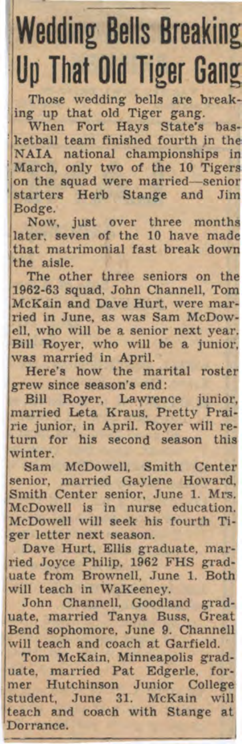# Wedding Bells Breaking Up That Old Tiger Gang

Those wedding bells are breaking up that old Tiger gang.

When Fort Hays State's basketball team finished fourth in the NAIA national championships in March, only two of the 10 Tigers on the squad were married—senior starters Herb Stange and Jim Bodge.

Now, just over three months later, seven of the 10 have made that matrimonial fast break down the aisle.

The other three seniors on the 1962-63 squad, John Channell, Tom McKain and Dave Hurt, were married in June, as was Sam McDowell, who will be a senior next year. Bill Royer, who will be a junior, was married in April.

Here's how the marital roster grew since season's end:

Bill Royer, Lawrence junior, married Leta Kraus, Pretty Prairie junior, in April. Royer will return for his second season this winter.

Sam McDowell, Smith Center senior, married Gaylene Howard, Smith Center senior, June 1. Mrs. McDowell is in nurse education. McDowell will seek his fourth Tiger letter next season.

Dave Hurt, Ellis graduate, married Joyce Philip, 1962 FHS graduate from Brownell, June 1. Both will teach in WaKeeney.

John Channell, Goodland graduate, married Tanya Buss, Great Bend sophomore, June 9. Channell will teach and coach at Garfield.

Tom McKain, Minneapolis graduate, married Pat Edgerle, former Hutchinson Junior College student, June 31. McKain will teach and coach with Stange at Dorrance.